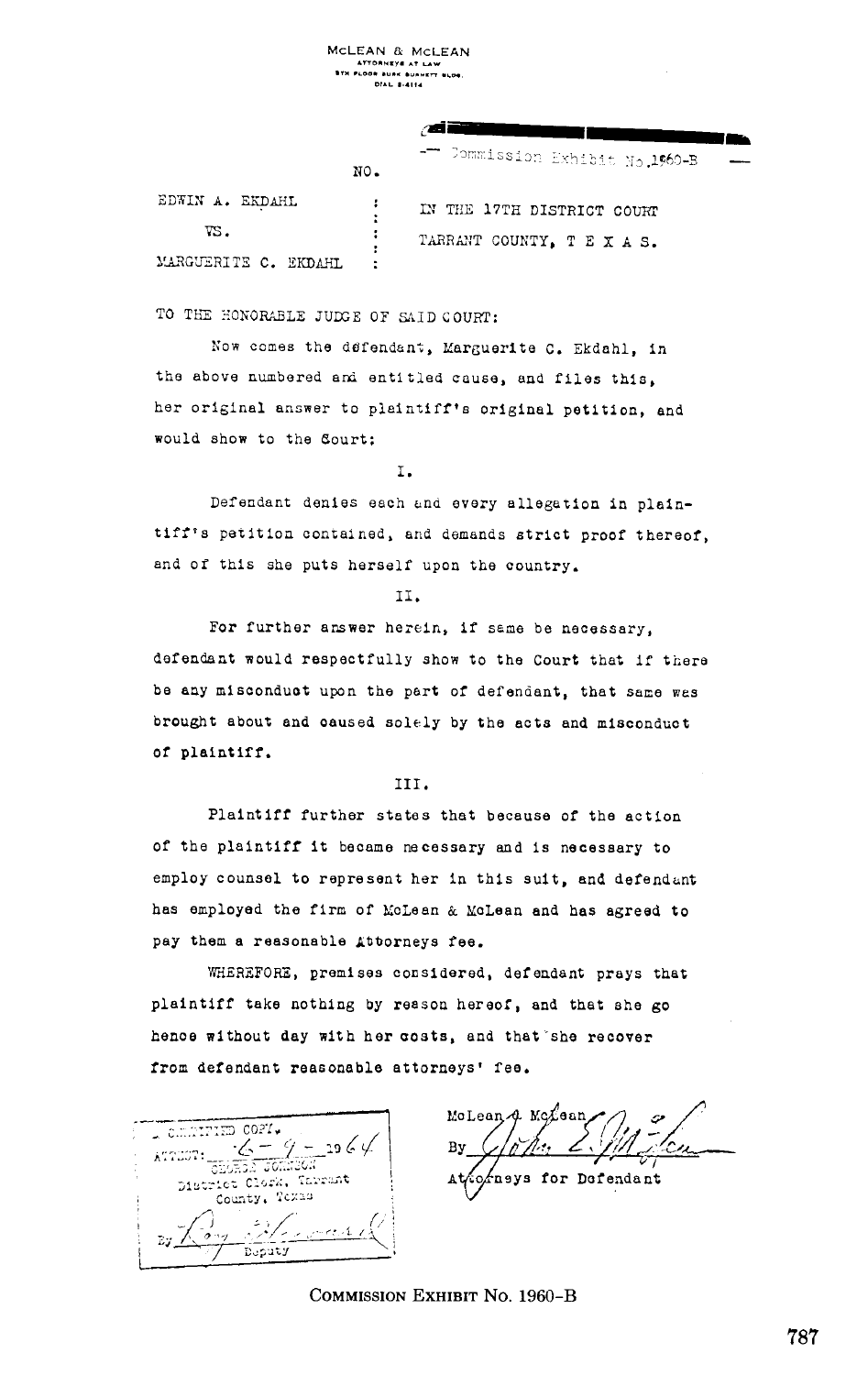McLEAN & McLEAN
ATTORNEYS AT LAW
5TH FLOOR BURK BURNETT BLDG.
DIAL 2-4114

Commission Exhibit No. 1960-B

NO.

| | | |
|---|---|---|
| EDWIN A. EKDAHL | : | IN THE 17TH DISTRICT COURT |
| VS. | : | TARRANT COUNTY, T E X A S. |
| MARGUERITE C. EKDAHL | : | |

TO THE HONORABLE JUDGE OF SAID COURT:

Now comes the defendant, Marguerite C. Ekdahl, in the above numbered and entitled cause, and files this, her original answer to plaintiff's original petition, and would show to the Court:

I.

Defendant denies each and every allegation in plaintiff's petition contained, and demands strict proof thereof, and of this she puts herself upon the country.

II.

For further answer herein, if same be necessary, defendant would respectfully show to the Court that if there be any misconduct upon the part of defendant, that same was brought about and caused solely by the acts and misconduct of plaintiff.

III.

Plaintiff further states that because of the action of the plaintiff it became necessary and is necessary to employ counsel to represent her in this suit, and defendant has employed the firm of McLean & McLean and has agreed to pay them a reasonable Attorneys fee.

WHEREFORE, premises considered, defendant prays that plaintiff take nothing by reason hereof, and that she go hence without day with her costs, and that she recover from defendant reasonable attorneys' fee.

CERTIFIED COPY.
ATTEST: 6-9-1964
GEORGE JOHNSON
District Clerk, Tarrant County, Texas
By [signature]
Deputy

McLean & McLean
By [signature]
Attorneys for Defendant

COMMISSION EXHIBIT No. 1960-B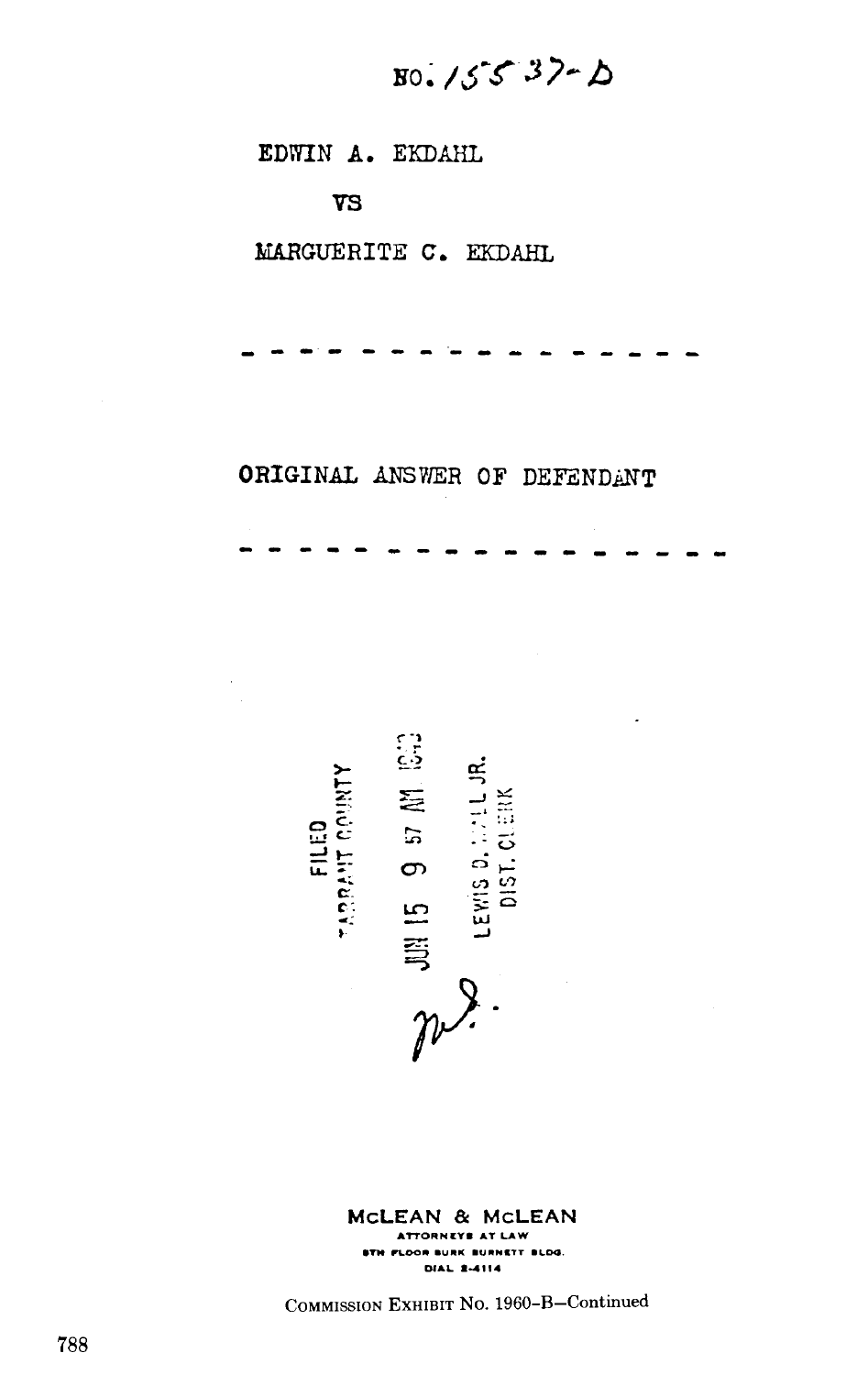NO. 15537-D

EDWIN A. EKDAHL

VS

MARGUERITE C. EKDAHL

- - - - - - - - - - - - - - -

ORIGINAL ANSWER OF DEFENDANT

- - - - - - - - - - - - - - -

FILED
TARRANT COUNTY
JUN 15 9 57 AM 1948
LEWIS D. HALL JR.
DIST. CLERK

**McLEAN & McLEAN**
ATTORNEYS AT LAW
8TH FLOOR BURK BURNETT BLDG.
DIAL 2-4114

COMMISSION EXHIBIT No. 1960-B—Continued